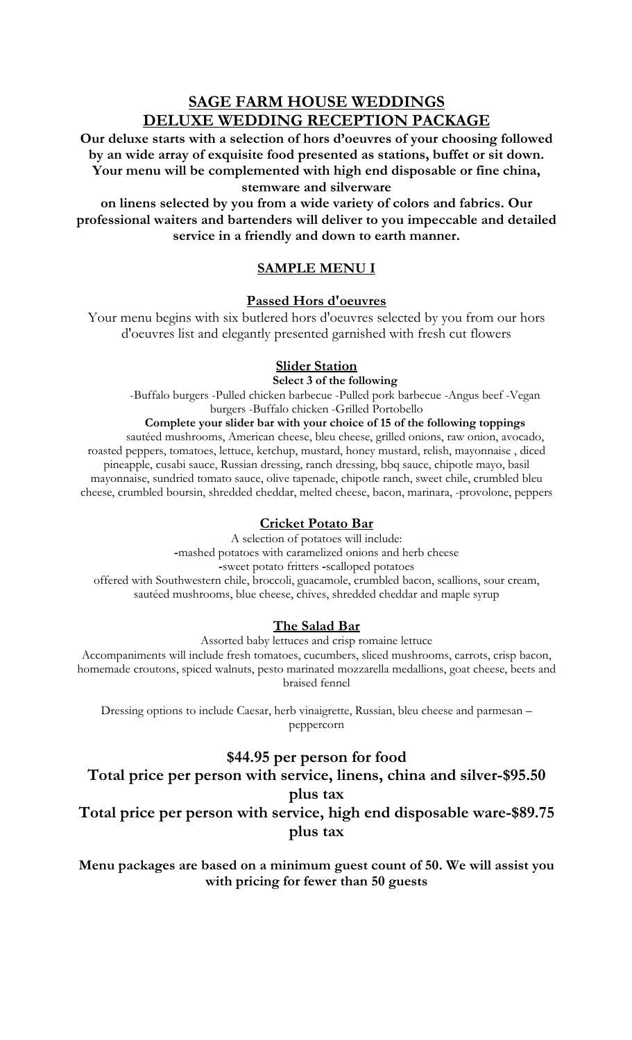# SAGE FARM HOUSE WEDDINGS
# DELUXE WEDDING RECEPTION PACKAGE

**Our deluxe starts with a selection of hors d'oeuvres of your choosing followed by an wide array of exquisite food presented as stations, buffet or sit down. Your menu will be complemented with high end disposable or fine china, stemware and silverware on linens selected by you from a wide variety of colors and fabrics. Our professional waiters and bartenders will deliver to you impeccable and detailed service in a friendly and down to earth manner.**

## SAMPLE MENU I

### Passed Hors d'oeuvres

Your menu begins with six butlered hors d'oeuvres selected by you from our hors d'oeuvres list and elegantly presented garnished with fresh cut flowers

### Slider Station

**Select 3 of the following**

-Buffalo burgers -Pulled chicken barbecue -Pulled pork barbecue -Angus beef -Vegan burgers -Buffalo chicken -Grilled Portobello

**Complete your slider bar with your choice of 15 of the following toppings**

sautéed mushrooms, American cheese, bleu cheese, grilled onions, raw onion, avocado, roasted peppers, tomatoes, lettuce, ketchup, mustard, honey mustard, relish, mayonnaise , diced pineapple, cusabi sauce, Russian dressing, ranch dressing, bbq sauce, chipotle mayo, basil mayonnaise, sundried tomato sauce, olive tapenade, chipotle ranch, sweet chile, crumbled bleu cheese, crumbled boursin, shredded cheddar, melted cheese, bacon, marinara, -provolone, peppers

### Cricket Potato Bar

A selection of potatoes will include:
-mashed potatoes with caramelized onions and herb cheese
-sweet potato fritters -scalloped potatoes
offered with Southwestern chile, broccoli, guacamole, crumbled bacon, scallions, sour cream, sautéed mushrooms, blue cheese, chives, shredded cheddar and maple syrup

### The Salad Bar

Assorted baby lettuces and crisp romaine lettuce
Accompaniments will include fresh tomatoes, cucumbers, sliced mushrooms, carrots, crisp bacon, homemade croutons, spiced walnuts, pesto marinated mozzarella medallions, goat cheese, beets and braised fennel

Dressing options to include Caesar, herb vinaigrette, Russian, bleu cheese and parmesan – peppercorn

**$44.95 per person for food**

**Total price per person with service, linens, china and silver-$95.50 plus tax**

**Total price per person with service, high end disposable ware-$89.75 plus tax**

**Menu packages are based on a minimum guest count of 50. We will assist you with pricing for fewer than 50 guests**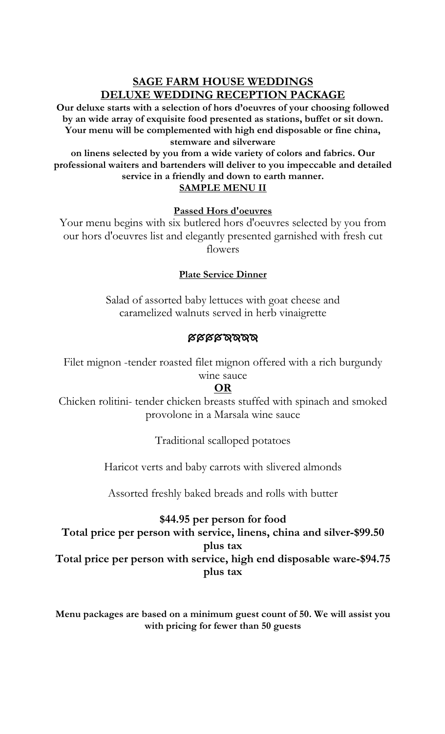## SAGE FARM HOUSE WEDDINGS
## DELUXE WEDDING RECEPTION PACKAGE

**Our deluxe starts with a selection of hors d'oeuvres of your choosing followed by an wide array of exquisite food presented as stations, buffet or sit down. Your menu will be complemented with high end disposable or fine china, stemware and silverware on linens selected by you from a wide variety of colors and fabrics. Our professional waiters and bartenders will deliver to you impeccable and detailed service in a friendly and down to earth manner.**

### SAMPLE MENU II

**Passed Hors d'oeuvres**

Your menu begins with six butlered hors d'oeuvres selected by you from our hors d'oeuvres list and elegantly presented garnished with fresh cut flowers

**Plate Service Dinner**

Salad of assorted baby lettuces with goat cheese and caramelized walnuts served in herb vinaigrette

ϐϐϐϐ๙๙๙๙

Filet mignon -tender roasted filet mignon offered with a rich burgundy wine sauce

**OR**

Chicken rolitini- tender chicken breasts stuffed with spinach and smoked provolone in a Marsala wine sauce

Traditional scalloped potatoes

Haricot verts and baby carrots with slivered almonds

Assorted freshly baked breads and rolls with butter

**$44.95 per person for food**

**Total price per person with service, linens, china and silver-$99.50 plus tax**

**Total price per person with service, high end disposable ware-$94.75 plus tax**

**Menu packages are based on a minimum guest count of 50. We will assist you with pricing for fewer than 50 guests**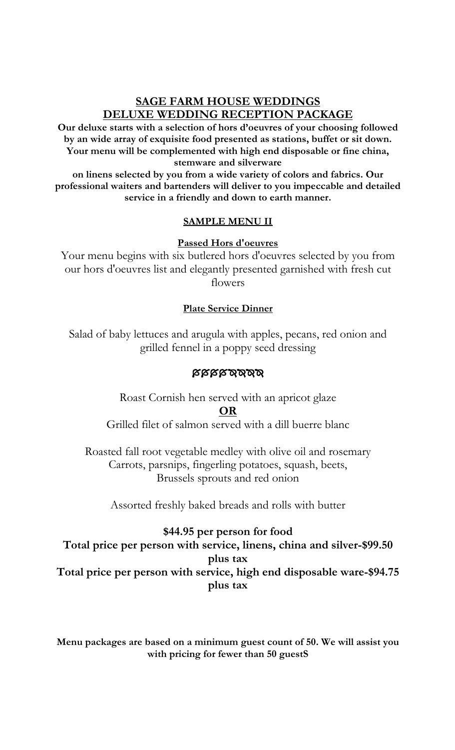# SAGE FARM HOUSE WEDDINGS
# DELUXE WEDDING RECEPTION PACKAGE

**Our deluxe starts with a selection of hors d'oeuvres of your choosing followed by an wide array of exquisite food presented as stations, buffet or sit down. Your menu will be complemented with high end disposable or fine china, stemware and silverware**
**on linens selected by you from a wide variety of colors and fabrics. Our professional waiters and bartenders will deliver to you impeccable and detailed service in a friendly and down to earth manner.**

## SAMPLE MENU II

### Passed Hors d'oeuvres

Your menu begins with six butlered hors d'oeuvres selected by you from our hors d'oeuvres list and elegantly presented garnished with fresh cut flowers

### Plate Service Dinner

Salad of baby lettuces and arugula with apples, pecans, red onion and grilled fennel in a poppy seed dressing

ƁƁƁƁQQQQ

Roast Cornish hen served with an apricot glaze

**OR**

Grilled filet of salmon served with a dill buerre blanc

Roasted fall root vegetable medley with olive oil and rosemary
Carrots, parsnips, fingerling potatoes, squash, beets,
Brussels sprouts and red onion

Assorted freshly baked breads and rolls with butter

**$44.95 per person for food**
**Total price per person with service, linens, china and silver-$99.50 plus tax**
**Total price per person with service, high end disposable ware-$94.75 plus tax**

**Menu packages are based on a minimum guest count of 50. We will assist you with pricing for fewer than 50 guestS**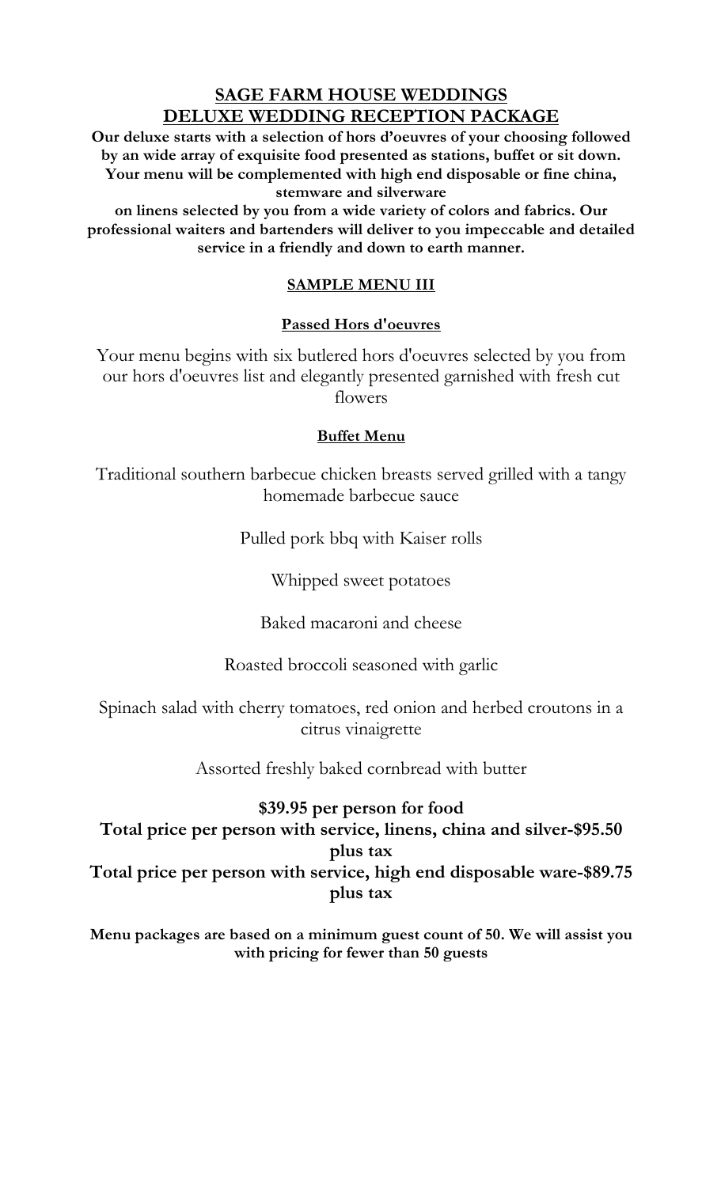# SAGE FARM HOUSE WEDDINGS
# DELUXE WEDDING RECEPTION PACKAGE

**Our deluxe starts with a selection of hors d'oeuvres of your choosing followed by an wide array of exquisite food presented as stations, buffet or sit down. Your menu will be complemented with high end disposable or fine china, stemware and silverware on linens selected by you from a wide variety of colors and fabrics. Our professional waiters and bartenders will deliver to you impeccable and detailed service in a friendly and down to earth manner.**

## SAMPLE MENU III

### Passed Hors d'oeuvres

Your menu begins with six butlered hors d'oeuvres selected by you from our hors d'oeuvres list and elegantly presented garnished with fresh cut flowers

### Buffet Menu

Traditional southern barbecue chicken breasts served grilled with a tangy homemade barbecue sauce

Pulled pork bbq with Kaiser rolls

Whipped sweet potatoes

Baked macaroni and cheese

Roasted broccoli seasoned with garlic

Spinach salad with cherry tomatoes, red onion and herbed croutons in a citrus vinaigrette

Assorted freshly baked cornbread with butter

**$39.95 per person for food**

**Total price per person with service, linens, china and silver-$95.50 plus tax**

**Total price per person with service, high end disposable ware-$89.75 plus tax**

**Menu packages are based on a minimum guest count of 50. We will assist you with pricing for fewer than 50 guests**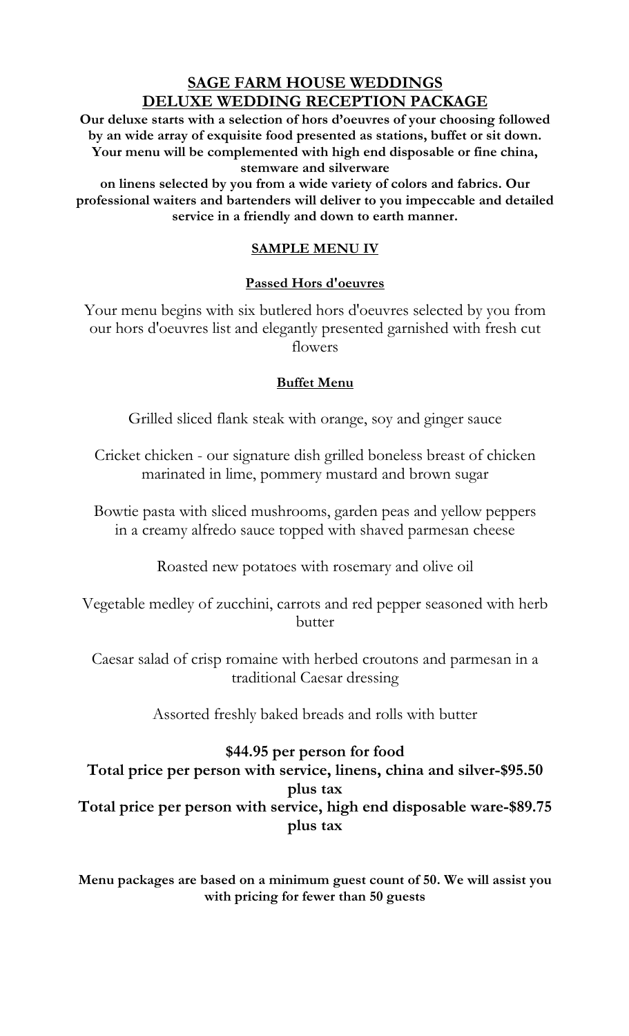# SAGE FARM HOUSE WEDDINGS
# DELUXE WEDDING RECEPTION PACKAGE

**Our deluxe starts with a selection of hors d'oeuvres of your choosing followed by an wide array of exquisite food presented as stations, buffet or sit down. Your menu will be complemented with high end disposable or fine china, stemware and silverware on linens selected by you from a wide variety of colors and fabrics. Our professional waiters and bartenders will deliver to you impeccable and detailed service in a friendly and down to earth manner.**

## SAMPLE MENU IV

### Passed Hors d'oeuvres

Your menu begins with six butlered hors d'oeuvres selected by you from our hors d'oeuvres list and elegantly presented garnished with fresh cut flowers

### Buffet Menu

Grilled sliced flank steak with orange, soy and ginger sauce

Cricket chicken - our signature dish grilled boneless breast of chicken marinated in lime, pommery mustard and brown sugar

Bowtie pasta with sliced mushrooms, garden peas and yellow peppers in a creamy alfredo sauce topped with shaved parmesan cheese

Roasted new potatoes with rosemary and olive oil

Vegetable medley of zucchini, carrots and red pepper seasoned with herb butter

Caesar salad of crisp romaine with herbed croutons and parmesan in a traditional Caesar dressing

Assorted freshly baked breads and rolls with butter

**$44.95 per person for food**
**Total price per person with service, linens, china and silver-$95.50 plus tax**
**Total price per person with service, high end disposable ware-$89.75 plus tax**

**Menu packages are based on a minimum guest count of 50. We will assist you with pricing for fewer than 50 guests**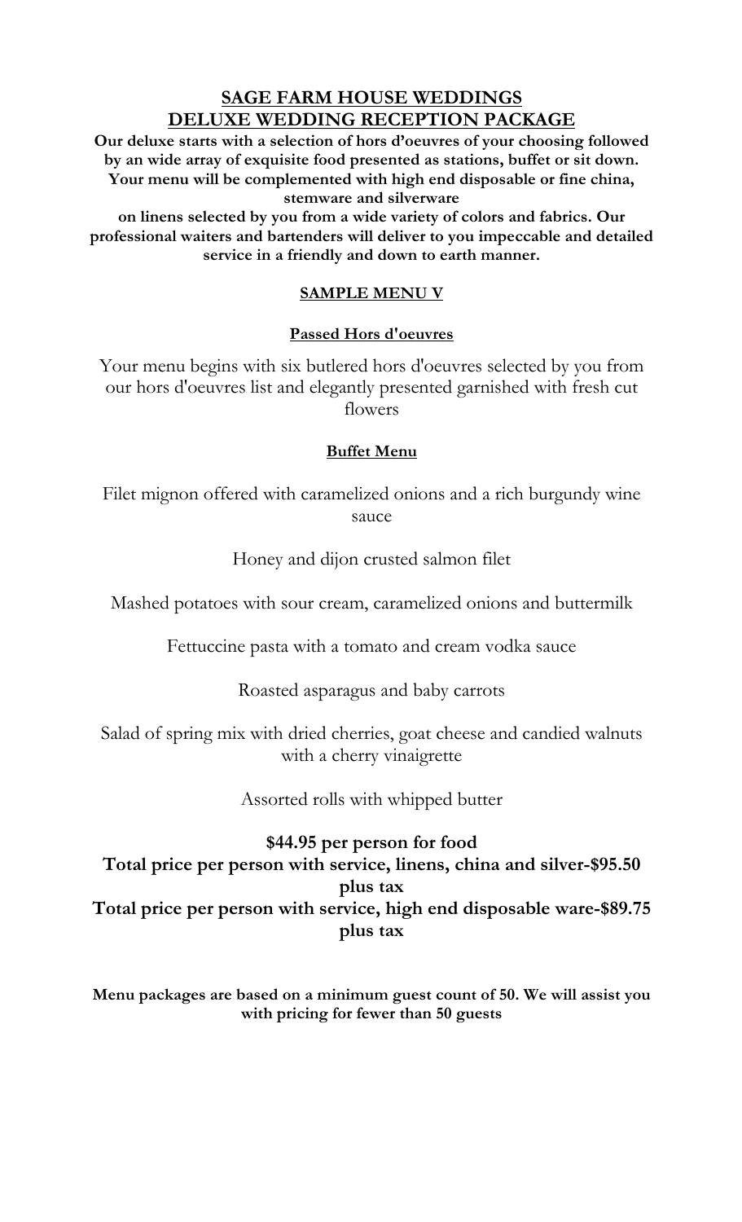# SAGE FARM HOUSE WEDDINGS
# DELUXE WEDDING RECEPTION PACKAGE

**Our deluxe starts with a selection of hors d'oeuvres of your choosing followed by an wide array of exquisite food presented as stations, buffet or sit down. Your menu will be complemented with high end disposable or fine china, stemware and silverware on linens selected by you from a wide variety of colors and fabrics. Our professional waiters and bartenders will deliver to you impeccable and detailed service in a friendly and down to earth manner.**

## SAMPLE MENU V

### Passed Hors d'oeuvres

Your menu begins with six butlered hors d'oeuvres selected by you from our hors d'oeuvres list and elegantly presented garnished with fresh cut flowers

### Buffet Menu

Filet mignon offered with caramelized onions and a rich burgundy wine sauce

Honey and dijon crusted salmon filet

Mashed potatoes with sour cream, caramelized onions and buttermilk

Fettuccine pasta with a tomato and cream vodka sauce

Roasted asparagus and baby carrots

Salad of spring mix with dried cherries, goat cheese and candied walnuts with a cherry vinaigrette

Assorted rolls with whipped butter

**$44.95 per person for food**
**Total price per person with service, linens, china and silver-$95.50 plus tax**
**Total price per person with service, high end disposable ware-$89.75 plus tax**

**Menu packages are based on a minimum guest count of 50. We will assist you with pricing for fewer than 50 guests**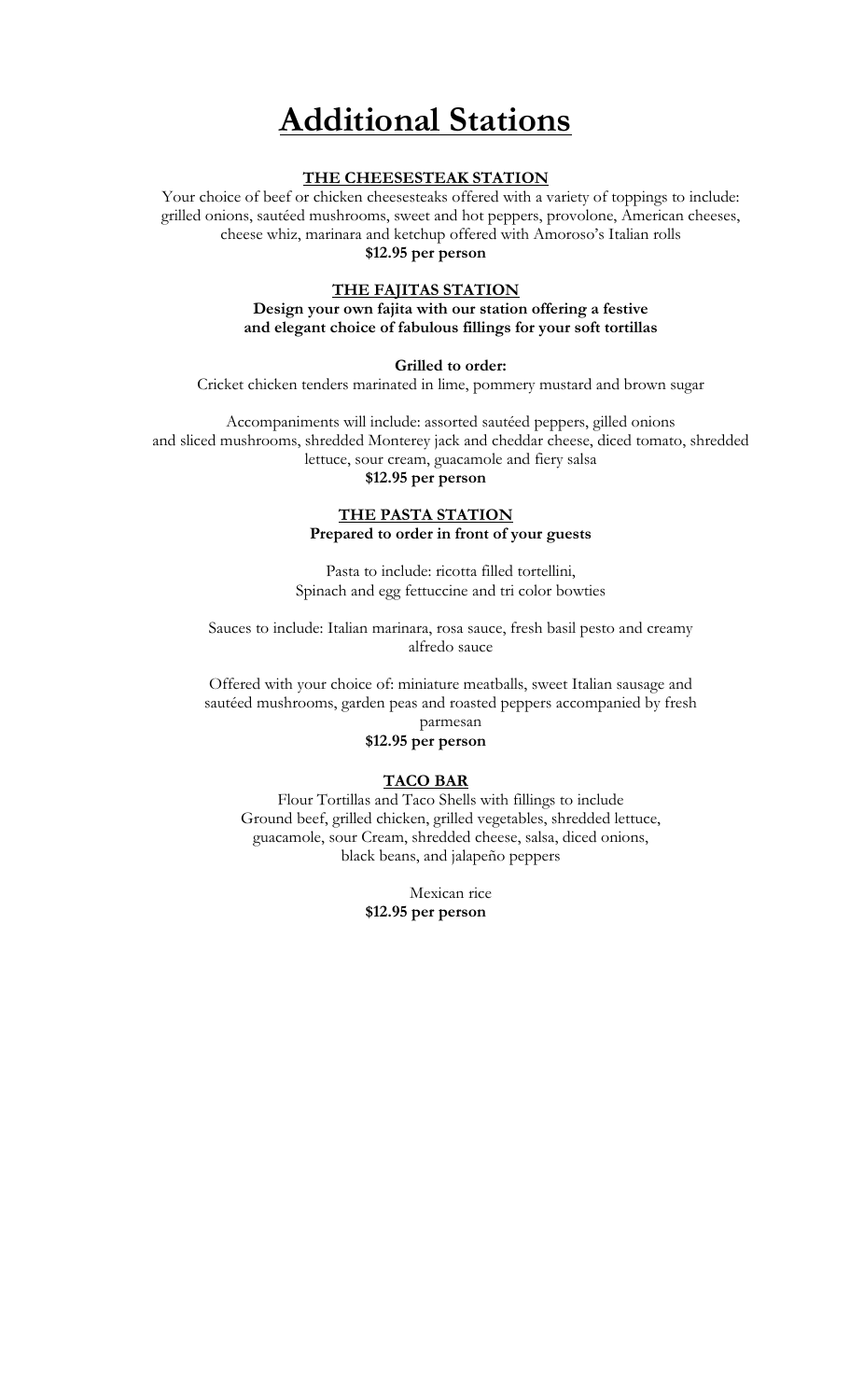# Additional Stations

## THE CHEESESTEAK STATION

Your choice of beef or chicken cheesesteaks offered with a variety of toppings to include: grilled onions, sautéed mushrooms, sweet and hot peppers, provolone, American cheeses, cheese whiz, marinara and ketchup offered with Amoroso's Italian rolls

**$12.95 per person**

## THE FAJITAS STATION

**Design your own fajita with our station offering a festive and elegant choice of fabulous fillings for your soft tortillas**

**Grilled to order:**

Cricket chicken tenders marinated in lime, pommery mustard and brown sugar

Accompaniments will include: assorted sautéed peppers, gilled onions and sliced mushrooms, shredded Monterey jack and cheddar cheese, diced tomato, shredded lettuce, sour cream, guacamole and fiery salsa

**$12.95 per person**

## THE PASTA STATION

**Prepared to order in front of your guests**

Pasta to include: ricotta filled tortellini, Spinach and egg fettuccine and tri color bowties

Sauces to include: Italian marinara, rosa sauce, fresh basil pesto and creamy alfredo sauce

Offered with your choice of: miniature meatballs, sweet Italian sausage and sautéed mushrooms, garden peas and roasted peppers accompanied by fresh parmesan

**$12.95 per person**

## TACO BAR

Flour Tortillas and Taco Shells with fillings to include Ground beef, grilled chicken, grilled vegetables, shredded lettuce, guacamole, sour Cream, shredded cheese, salsa, diced onions, black beans, and jalapeño peppers

Mexican rice

**$12.95 per person**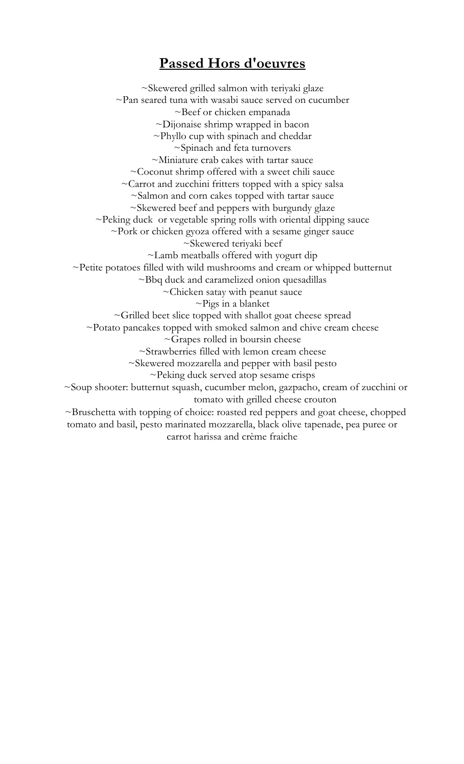## Passed Hors d'oeuvres

~Skewered grilled salmon with teriyaki glaze  
~Pan seared tuna with wasabi sauce served on cucumber  
~Beef or chicken empanada  
~Dijonaise shrimp wrapped in bacon  
~Phyllo cup with spinach and cheddar  
~Spinach and feta turnovers  
~Miniature crab cakes with tartar sauce  
~Coconut shrimp offered with a sweet chili sauce  
~Carrot and zucchini fritters topped with a spicy salsa  
~Salmon and corn cakes topped with tartar sauce  
~Skewered beef and peppers with burgundy glaze  
~Peking duck or vegetable spring rolls with oriental dipping sauce  
~Pork or chicken gyoza offered with a sesame ginger sauce  
~Skewered teriyaki beef  
~Lamb meatballs offered with yogurt dip  
~Petite potatoes filled with wild mushrooms and cream or whipped butternut  
~Bbq duck and caramelized onion quesadillas  
~Chicken satay with peanut sauce  
~Pigs in a blanket  
~Grilled beet slice topped with shallot goat cheese spread  
~Potato pancakes topped with smoked salmon and chive cream cheese  
~Grapes rolled in boursin cheese  
~Strawberries filled with lemon cream cheese  
~Skewered mozzarella and pepper with basil pesto  
~Peking duck served atop sesame crisps  
~Soup shooter: butternut squash, cucumber melon, gazpacho, cream of zucchini or tomato with grilled cheese crouton  
~Bruschetta with topping of choice: roasted red peppers and goat cheese, chopped tomato and basil, pesto marinated mozzarella, black olive tapenade, pea puree or carrot harissa and crème fraiche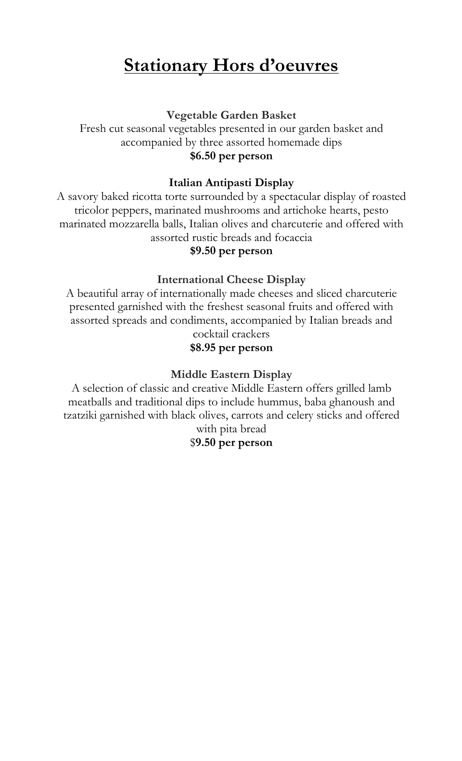# Stationary Hors d'oeuvres

**Vegetable Garden Basket**

Fresh cut seasonal vegetables presented in our garden basket and accompanied by three assorted homemade dips

**$6.50 per person**

**Italian Antipasti Display**

A savory baked ricotta torte surrounded by a spectacular display of roasted tricolor peppers, marinated mushrooms and artichoke hearts, pesto marinated mozzarella balls, Italian olives and charcuterie and offered with assorted rustic breads and focaccia

**$9.50 per person**

**International Cheese Display**

A beautiful array of internationally made cheeses and sliced charcuterie presented garnished with the freshest seasonal fruits and offered with assorted spreads and condiments, accompanied by Italian breads and cocktail crackers

**$8.95 per person**

**Middle Eastern Display**

A selection of classic and creative Middle Eastern offers grilled lamb meatballs and traditional dips to include hummus, baba ghanoush and tzatziki garnished with black olives, carrots and celery sticks and offered with pita bread

$**9.50 per person**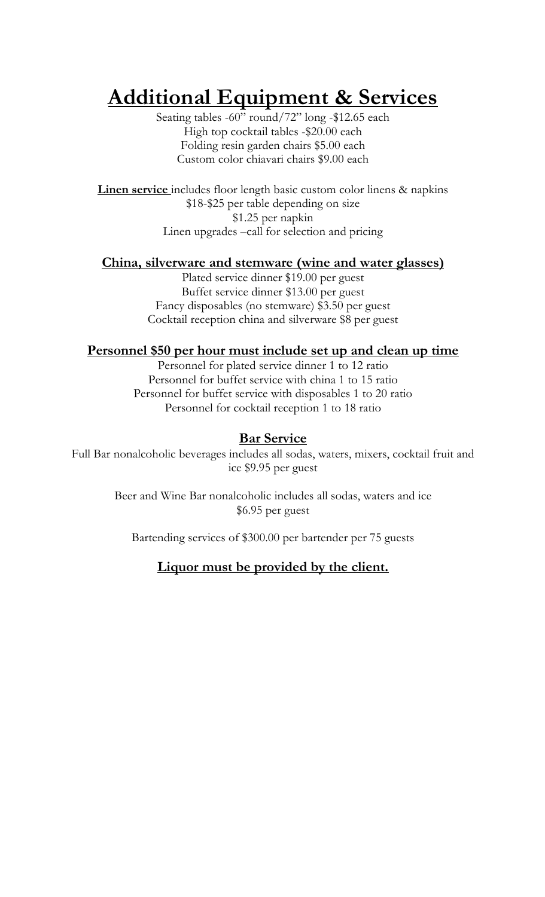# Additional Equipment & Services

Seating tables -60" round/72" long -$12.65 each
High top cocktail tables -$20.00 each
Folding resin garden chairs $5.00 each
Custom color chiavari chairs $9.00 each

**Linen service** includes floor length basic custom color linens & napkins
$18-$25 per table depending on size
$1.25 per napkin
Linen upgrades –call for selection and pricing

**China, silverware and stemware (wine and water glasses)**

Plated service dinner $19.00 per guest
Buffet service dinner $13.00 per guest
Fancy disposables (no stemware) $3.50 per guest
Cocktail reception china and silverware $8 per guest

**Personnel $50 per hour must include set up and clean up time**

Personnel for plated service dinner 1 to 12 ratio
Personnel for buffet service with china 1 to 15 ratio
Personnel for buffet service with disposables 1 to 20 ratio
Personnel for cocktail reception 1 to 18 ratio

**Bar Service**

Full Bar nonalcoholic beverages includes all sodas, waters, mixers, cocktail fruit and ice $9.95 per guest

Beer and Wine Bar nonalcoholic includes all sodas, waters and ice
$6.95 per guest

Bartending services of $300.00 per bartender per 75 guests

**Liquor must be provided by the client.**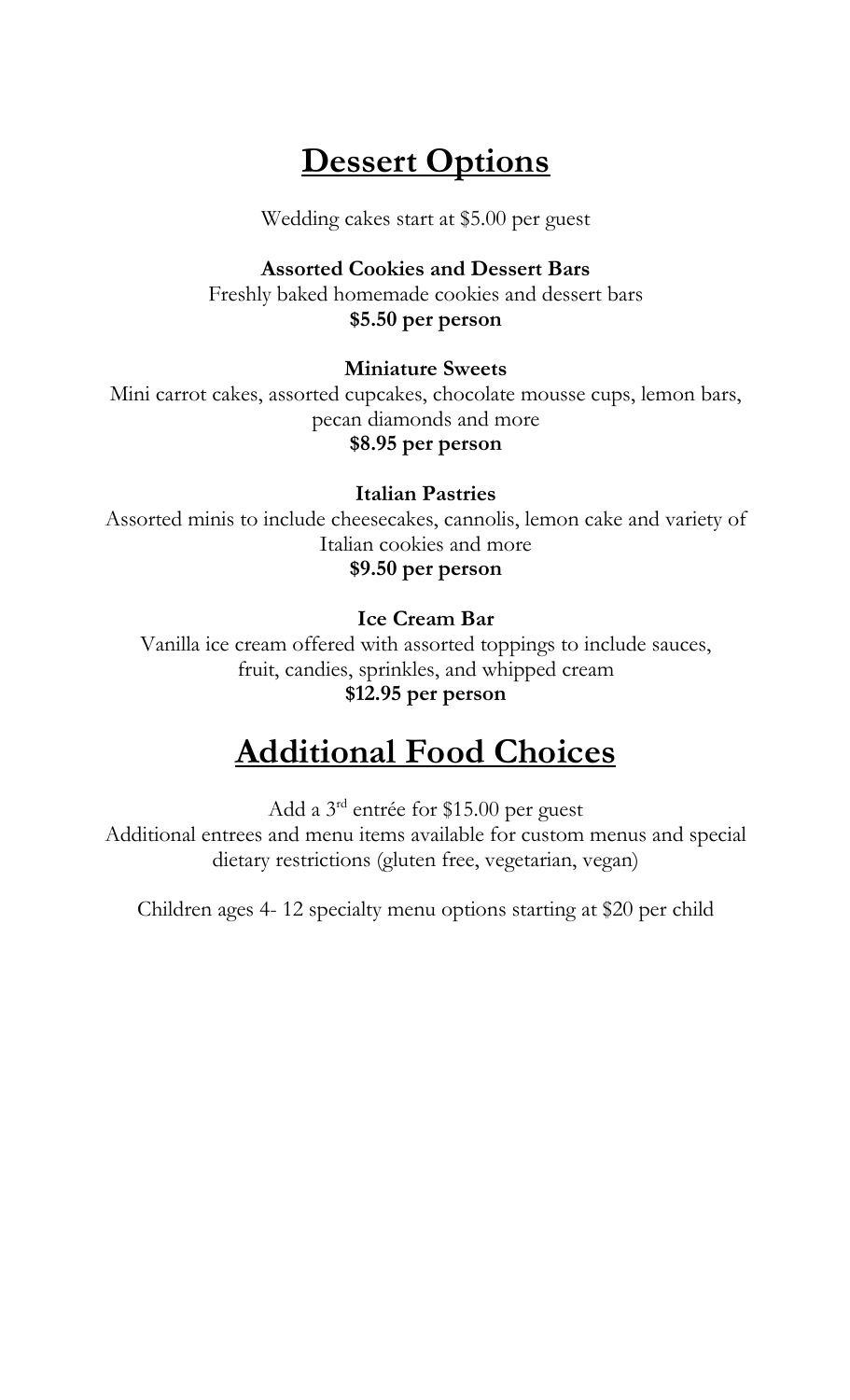# Dessert Options

Wedding cakes start at $5.00 per guest

**Assorted Cookies and Dessert Bars**
Freshly baked homemade cookies and dessert bars
**$5.50 per person**

**Miniature Sweets**
Mini carrot cakes, assorted cupcakes, chocolate mousse cups, lemon bars, pecan diamonds and more
**$8.95 per person**

**Italian Pastries**
Assorted minis to include cheesecakes, cannolis, lemon cake and variety of Italian cookies and more
**$9.50 per person**

**Ice Cream Bar**
Vanilla ice cream offered with assorted toppings to include sauces, fruit, candies, sprinkles, and whipped cream
**$12.95 per person**

# Additional Food Choices

Add a 3rd entrée for $15.00 per guest
Additional entrees and menu items available for custom menus and special dietary restrictions (gluten free, vegetarian, vegan)

Children ages 4- 12 specialty menu options starting at $20 per child